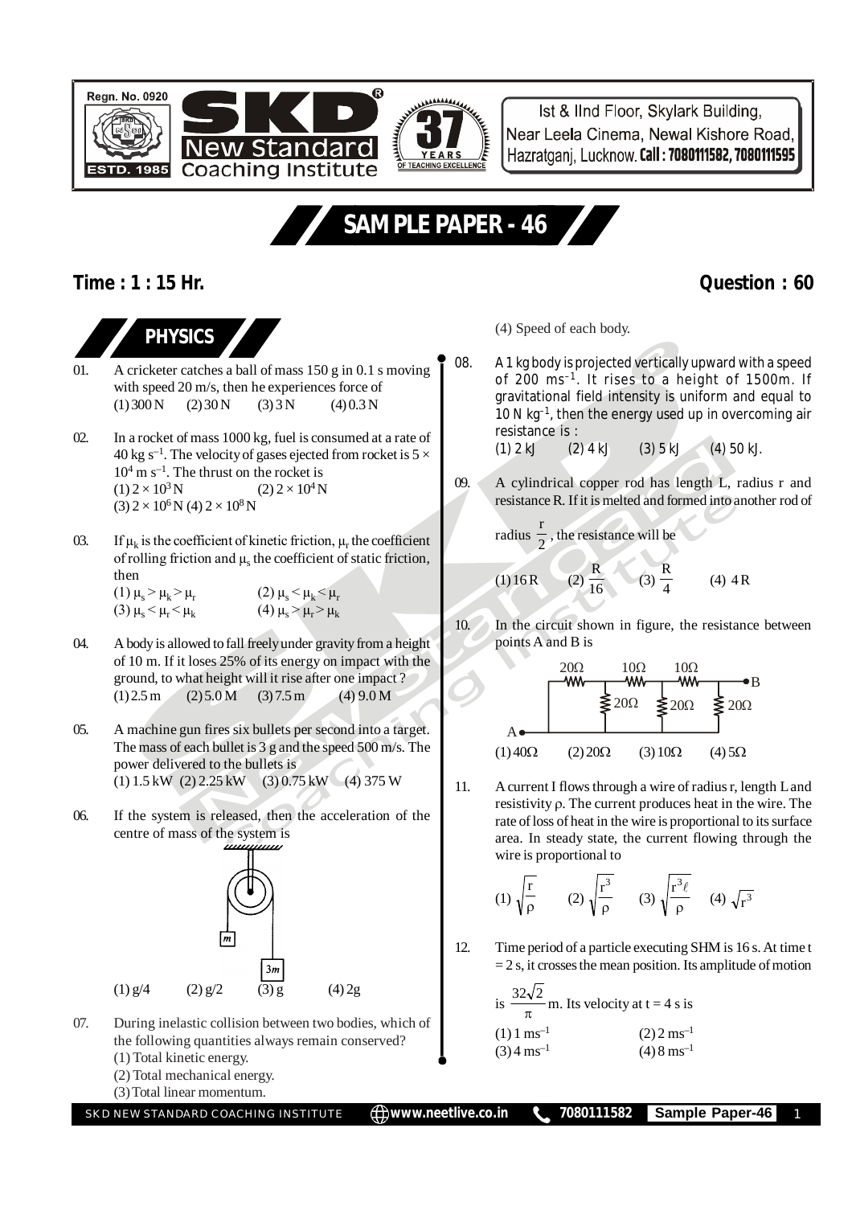Regn. No. 0920

ESTD. 1985

# SKD New Standard Coaching Institute

37 YEARS OF TEACHING EXCELLENCE

Ist & IInd Floor, Skylark Building, Near Leela Cinema, Newal Kishore Road, Hazratganj, Lucknow. **Call : 7080111582, 7080111595**

# SAMPLE PAPER - 46

**Time : 1 : 15 Hr.** **Question : 60**

## PHYSICS

01. A cricketer catches a ball of mass 150 g in 0.1 s moving with speed 20 m/s, then he experiences force of
(1) 300 N (2) 30 N (3) 3 N (4) 0.3 N

02. In a rocket of mass 1000 kg, fuel is consumed at a rate of 40 kg $s^{-1}$. The velocity of gases ejected from rocket is $5 \times 10^4$ m $s^{-1}$. The thrust on the rocket is
(1) $2 \times 10^3$ N (2) $2 \times 10^4$ N
(3) $2 \times 10^6$ N (4) $2 \times 10^8$ N

03. If $\mu_k$ is the coefficient of kinetic friction, $\mu_r$ the coefficient of rolling friction and $\mu_s$ the coefficient of static friction, then
(1) $\mu_s > \mu_k > \mu_r$ (2) $\mu_s < \mu_k < \mu_r$
(3) $\mu_s < \mu_r < \mu_k$ (4) $\mu_s > \mu_r > \mu_k$

04. A body is allowed to fall freely under gravity from a height of 10 m. If it loses 25% of its energy on impact with the ground, to what height will it rise after one impact ?
(1) 2.5 m (2) 5.0 M (3) 7.5 m (4) 9.0 M

05. A machine gun fires six bullets per second into a target. The mass of each bullet is 3 g and the speed 500 m/s. The power delivered to the bullets is
(1) 1.5 kW (2) 2.25 kW (3) 0.75 kW (4) 375 W

06. If the system is released, then the acceleration of the centre of mass of the system is
(1) g/4 (2) g/2 (3) g (4) 2g

07. During inelastic collision between two bodies, which of the following quantities always remain conserved?
(1) Total kinetic energy.
(2) Total mechanical energy.
(3) Total linear momentum.
(4) Speed of each body.

08. A 1 kg body is projected vertically upward with a speed of 200 $ms^{-1}$. It rises to a height of 1500m. If gravitational field intensity is uniform and equal to 10 N $kg^{-1}$, then the energy used up in overcoming air resistance is :
(1) 2 kJ (2) 4 kJ (3) 5 kJ (4) 50 kJ.

09. A cylindrical copper rod has length L, radius r and resistance R. If it is melted and formed into another rod of radius $\frac{r}{2}$, the resistance will be
(1) 16 R (2) $\frac{R}{16}$ (3) $\frac{R}{4}$ (4) 4 R

10. In the circuit shown in figure, the resistance between points A and B is
(1) 40Ω (2) 20Ω (3) 10Ω (4) 5Ω

11. A current I flows through a wire of radius r, length L and resistivity ρ. The current produces heat in the wire. The rate of loss of heat in the wire is proportional to its surface area. In steady state, the current flowing through the wire is proportional to
(1) $\sqrt{\frac{r}{\rho}}$ (2) $\sqrt{\frac{r^3}{\rho}}$ (3) $\sqrt{\frac{r^3 \ell}{\rho}}$ (4) $\sqrt{r^3}$

12. Time period of a particle executing SHM is 16 s. At time t = 2 s, it crosses the mean position. Its amplitude of motion is $\frac{32\sqrt{2}}{\pi}$ m. Its velocity at t = 4 s is
(1) 1 $ms^{-1}$ (2) 2 $ms^{-1}$
(3) 4 $ms^{-1}$ (4) 8 $ms^{-1}$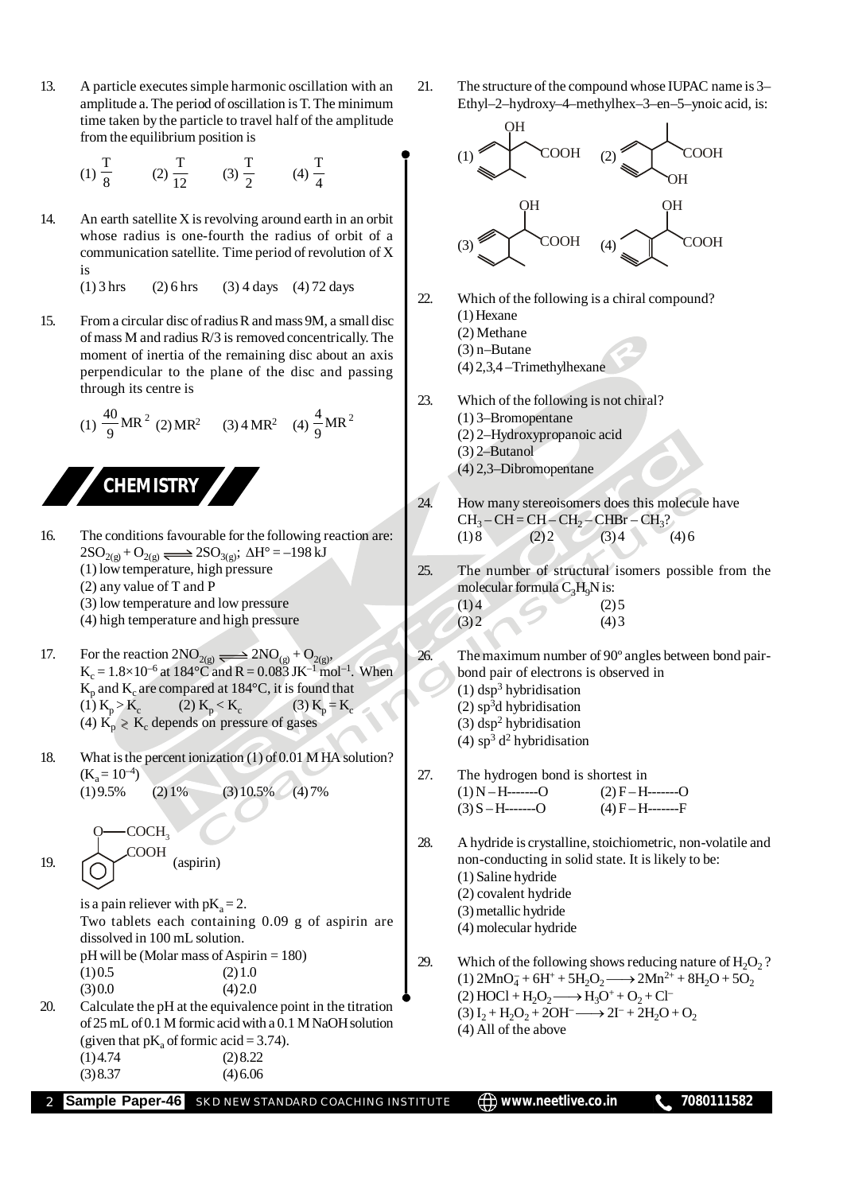13. A particle executes simple harmonic oscillation with an amplitude a. The period of oscillation is T. The minimum time taken by the particle to travel half of the amplitude from the equilibrium position is

(1) $\frac{T}{8}$ (2) $\frac{T}{12}$ (3) $\frac{T}{2}$ (4) $\frac{T}{4}$

14. An earth satellite X is revolving around earth in an orbit whose radius is one-fourth the radius of orbit of a communication satellite. Time period of revolution of X is

(1) 3 hrs (2) 6 hrs (3) 4 days (4) 72 days

15. From a circular disc of radius R and mass 9M, a small disc of mass M and radius R/3 is removed concentrically. The moment of inertia of the remaining disc about an axis perpendicular to the plane of the disc and passing through its centre is

(1) $\frac{40}{9}MR^2$ (2) $MR^2$ (3) $4MR^2$ (4) $\frac{4}{9}MR^2$

## CHEMISTRY

16. The conditions favourable for the following reaction are:
$2SO_{2(g)} + O_{2(g)} \rightleftharpoons 2SO_{3(g)}$; $\Delta H° = -198$ kJ
(1) low temperature, high pressure
(2) any value of T and P
(3) low temperature and low pressure
(4) high temperature and high pressure

17. For the reaction $2NO_{2(g)} \rightleftharpoons 2NO_{(g)} + O_{2(g)}$,
$K_c = 1.8\times10^{-6}$ at 184°C and R = 0.083 $JK^{-1}$ $mol^{-1}$. When $K_p$ and $K_c$ are compared at 184°C, it is found that
(1) $K_p > K_c$ (2) $K_p < K_c$ (3) $K_p = K_c$
(4) $K_p \gtrless K_c$ depends on pressure of gases

18. What is the percent ionization (1) of 0.01 M HA solution? $(K_a = 10^{-4})$
(1) 9.5% (2) 1% (3) 10.5% (4) 7%

19. (Structure of aspirin: benzene ring with $O-COCH_3$ and $COOH$) (aspirin)

is a pain reliever with $pK_a = 2$.
Two tablets each containing 0.09 g of aspirin are dissolved in 100 mL solution.
pH will be (Molar mass of Aspirin = 180)
(1) 0.5 (2) 1.0
(3) 0.0 (4) 2.0

20. Calculate the pH at the equivalence point in the titration of 25 mL of 0.1 M formic acid with a 0.1 M NaOH solution (given that $pK_a$ of formic acid = 3.74).
(1) 4.74 (2) 8.22
(3) 8.37 (4) 6.06

21. The structure of the compound whose IUPAC name is 3–Ethyl–2–hydroxy–4–methylhex–3–en–5–ynoic acid, is:

(1) (2) (3) (4) (structures)

22. Which of the following is a chiral compound?
(1) Hexane
(2) Methane
(3) n–Butane
(4) 2,3,4 –Trimethylhexane

23. Which of the following is not chiral?
(1) 3–Bromopentane
(2) 2–Hydroxypropanoic acid
(3) 2–Butanol
(4) 2,3–Dibromopentane

24. How many stereoisomers does this molecule have $CH_3 - CH = CH - CH_2 - CHBr - CH_3$?
(1) 8 (2) 2 (3) 4 (4) 6

25. The number of structural isomers possible from the molecular formula $C_3H_9N$ is:
(1) 4 (2) 5
(3) 2 (4) 3

26. The maximum number of 90° angles between bond pair-bond pair of electrons is observed in
(1) $dsp^3$ hybridisation
(2) $sp^3d$ hybridisation
(3) $dsp^2$ hybridisation
(4) $sp^3d^2$ hybridisation

27. The hydrogen bond is shortest in
(1) N – H-------O (2) F – H-------O
(3) S – H-------O (4) F – H-------F

28. A hydride is crystalline, stoichiometric, non-volatile and non-conducting in solid state. It is likely to be:
(1) Saline hydride
(2) covalent hydride
(3) metallic hydride
(4) molecular hydride

29. Which of the following shows reducing nature of $H_2O_2$?
(1) $2MnO_4^- + 6H^+ + 5H_2O_2 \longrightarrow 2Mn^{2+} + 8H_2O + 5O_2$
(2) $HOCl + H_2O_2 \longrightarrow H_3O^+ + O_2 + Cl^-$
(3) $I_2 + H_2O_2 + 2OH^- \longrightarrow 2I^- + 2H_2O + O_2$
(4) All of the above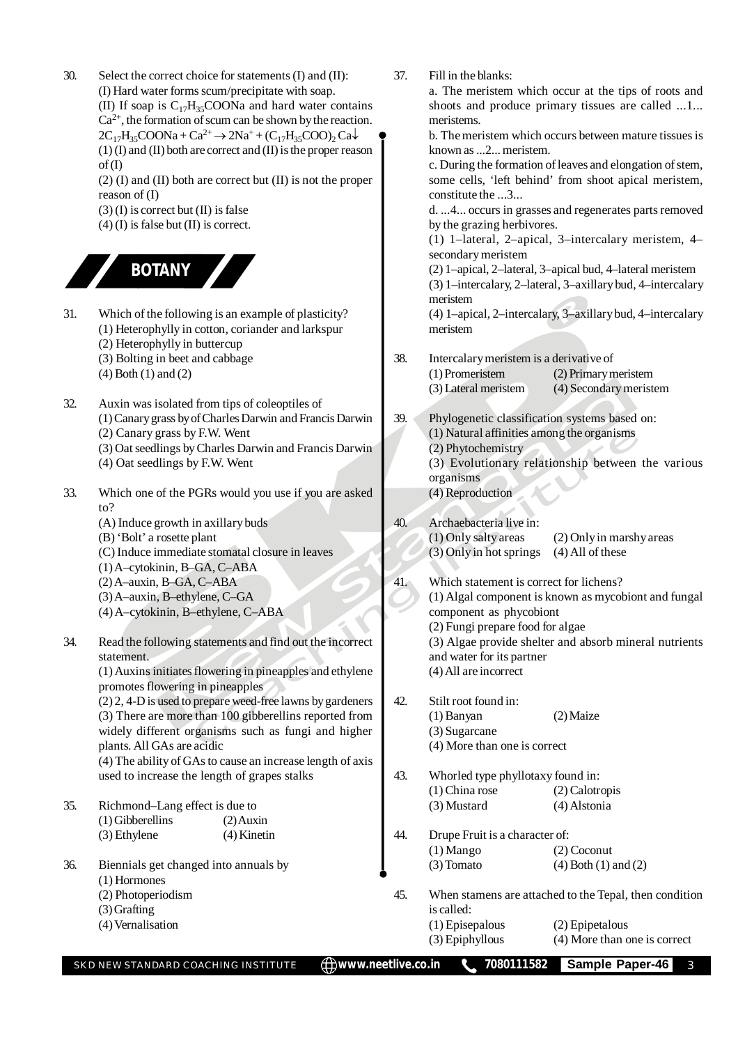30. Select the correct choice for statements (I) and (II):
(I) Hard water forms scum/precipitate with soap.
(II) If soap is $C_{17}H_{35}COONa$ and hard water contains $Ca^{2+}$, the formation of scum can be shown by the reaction.
$2C_{17}H_{35}COONa + Ca^{2+} \rightarrow 2Na^{+} + (C_{17}H_{35}COO)_2Ca\downarrow$
(1) (I) and (II) both are correct and (II) is the proper reason of (I)
(2) (I) and (II) both are correct but (II) is not the proper reason of (I)
(3) (I) is correct but (II) is false
(4) (I) is false but (II) is correct.

## BOTANY

31. Which of the following is an example of plasticity?
(1) Heterophylly in cotton, coriander and larkspur
(2) Heterophylly in buttercup
(3) Bolting in beet and cabbage
(4) Both (1) and (2)

32. Auxin was isolated from tips of coleoptiles of
(1) Canary grass by of Charles Darwin and Francis Darwin
(2) Canary grass by F.W. Went
(3) Oat seedlings by Charles Darwin and Francis Darwin
(4) Oat seedlings by F.W. Went

33. Which one of the PGRs would you use if you are asked to?
(A) Induce growth in axillary buds
(B) 'Bolt' a rosette plant
(C) Induce immediate stomatal closure in leaves
(1) A–cytokinin, B–GA, C–ABA
(2) A–auxin, B–GA, C–ABA
(3) A–auxin, B–ethylene, C–GA
(4) A–cytokinin, B–ethylene, C–ABA

34. Read the following statements and find out the incorrect statement.
(1) Auxins initiates flowering in pineapples and ethylene promotes flowering in pineapples
(2) 2, 4-D is used to prepare weed-free lawns by gardeners
(3) There are more than 100 gibberellins reported from widely different organisms such as fungi and higher plants. All GAs are acidic
(4) The ability of GAs to cause an increase length of axis used to increase the length of grapes stalks

35. Richmond–Lang effect is due to
(1) Gibberellins
(2) Auxin
(3) Ethylene
(4) Kinetin

36. Biennials get changed into annuals by
(1) Hormones
(2) Photoperiodism
(3) Grafting
(4) Vernalisation

37. Fill in the blanks:
a. The meristem which occur at the tips of roots and shoots and produce primary tissues are called ...1... meristems.
b. The meristem which occurs between mature tissues is known as ...2... meristem.
c. During the formation of leaves and elongation of stem, some cells, 'left behind' from shoot apical meristem, constitute the ...3...
d. ...4... occurs in grasses and regenerates parts removed by the grazing herbivores.
(1) 1–lateral, 2–apical, 3–intercalary meristem, 4–secondary meristem
(2) 1–apical, 2–lateral, 3–apical bud, 4–lateral meristem
(3) 1–intercalary, 2–lateral, 3–axillary bud, 4–intercalary meristem
(4) 1–apical, 2–intercalary, 3–axillary bud, 4–intercalary meristem

38. Intercalary meristem is a derivative of
(1) Promeristem
(2) Primary meristem
(3) Lateral meristem
(4) Secondary meristem

39. Phylogenetic classification systems based on:
(1) Natural affinities among the organisms
(2) Phytochemistry
(3) Evolutionary relationship between the various organisms
(4) Reproduction

40. Archaebacteria live in:
(1) Only salty areas
(2) Only in marshy areas
(3) Only in hot springs
(4) All of these

41. Which statement is correct for lichens?
(1) Algal component is known as mycobiont and fungal component as phycobiont
(2) Fungi prepare food for algae
(3) Algae provide shelter and absorb mineral nutrients and water for its partner
(4) All are incorrect

42. Stilt root found in:
(1) Banyan
(2) Maize
(3) Sugarcane
(4) More than one is correct

43. Whorled type phyllotaxy found in:
(1) China rose
(2) Calotropis
(3) Mustard
(4) Alstonia

44. Drupe Fruit is a character of:
(1) Mango
(2) Coconut
(3) Tomato
(4) Both (1) and (2)

45. When stamens are attached to the Tepal, then condition is called:
(1) Episepalous
(2) Epipetalous
(3) Epiphyllous
(4) More than one is correct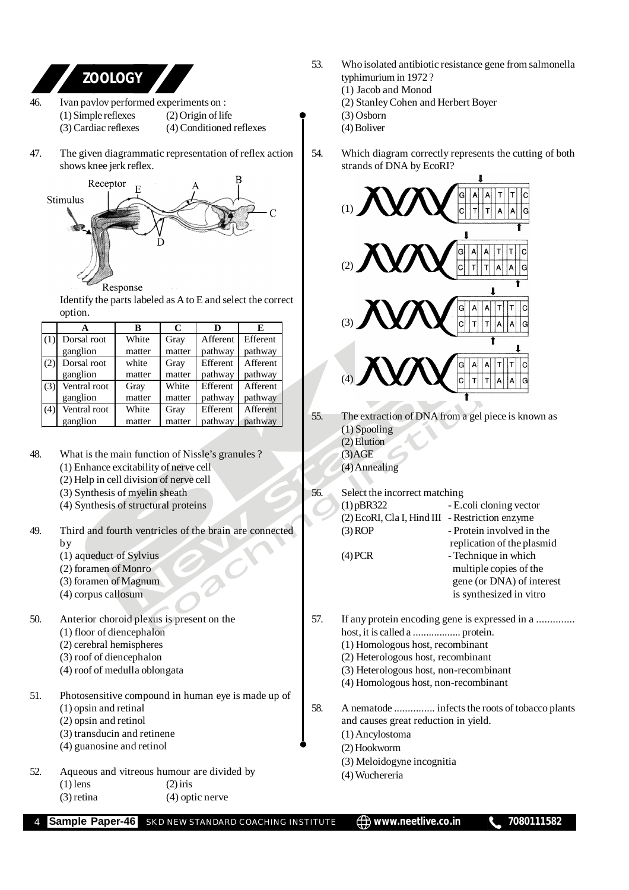## ZOOLOGY

46. Ivan pavlov performed experiments on :
(1) Simple reflexes (2) Origin of life
(3) Cardiac reflexes (4) Conditioned reflexes

47. The given diagrammatic representation of reflex action shows knee jerk reflex.

Identify the parts labeled as A to E and select the correct option.

| | A | B | C | D | E |
|---|---|---|---|---|---|
| (1) | Dorsal root ganglion | White matter | Gray matter | Afferent pathway | Efferent pathway |
| (2) | Dorsal root ganglion | white matter | Gray matter | Efferent pathway | Afferent pathway |
| (3) | Ventral root ganglion | Gray matter | White matter | Efferent pathway | Afferent pathway |
| (4) | Ventral root ganglion | White matter | Gray matter | Efferent pathway | Afferent pathway |

48. What is the main function of Nissle's granules ?
(1) Enhance excitability of nerve cell
(2) Help in cell division of nerve cell
(3) Synthesis of myelin sheath
(4) Synthesis of structural proteins

49. Third and fourth ventricles of the brain are connected by
(1) aqueduct of Sylvius
(2) foramen of Monro
(3) foramen of Magnum
(4) corpus callosum

50. Anterior choroid plexus is present on the
(1) floor of diencephalon
(2) cerebral hemispheres
(3) roof of diencephalon
(4) roof of medulla oblongata

51. Photosensitive compound in human eye is made up of
(1) opsin and retinal
(2) opsin and retinol
(3) transducin and retinene
(4) guanosine and retinol

52. Aqueous and vitreous humour are divided by
(1) lens (2) iris
(3) retina (4) optic nerve

53. Who isolated antibiotic resistance gene from salmonella typhimurium in 1972 ?
(1) Jacob and Monod
(2) Stanley Cohen and Herbert Boyer
(3) Osborn
(4) Boliver

54. Which diagram correctly represents the cutting of both strands of DNA by EcoRI?

55. The extraction of DNA from a gel piece is known as
(1) Spooling
(2) Elution
(3) AGE
(4) Annealing

56. Select the incorrect matching
(1) pBR322 - E.coli cloning vector
(2) EcoRI, Cla I, Hind III - Restriction enzyme
(3) ROP - Protein involved in the replication of the plasmid
(4) PCR - Technique in which multiple copies of the gene (or DNA) of interest is synthesized in vitro

57. If any protein encoding gene is expressed in a .............. host, it is called a ................. protein.
(1) Homologous host, recombinant
(2) Heterologous host, recombinant
(3) Heterologous host, non-recombinant
(4) Homologous host, non-recombinant

58. A nematode ............... infects the roots of tobacco plants and causes great reduction in yield.
(1) Ancylostoma
(2) Hookworm
(3) Meloidogyne incognitia
(4) Wuchereria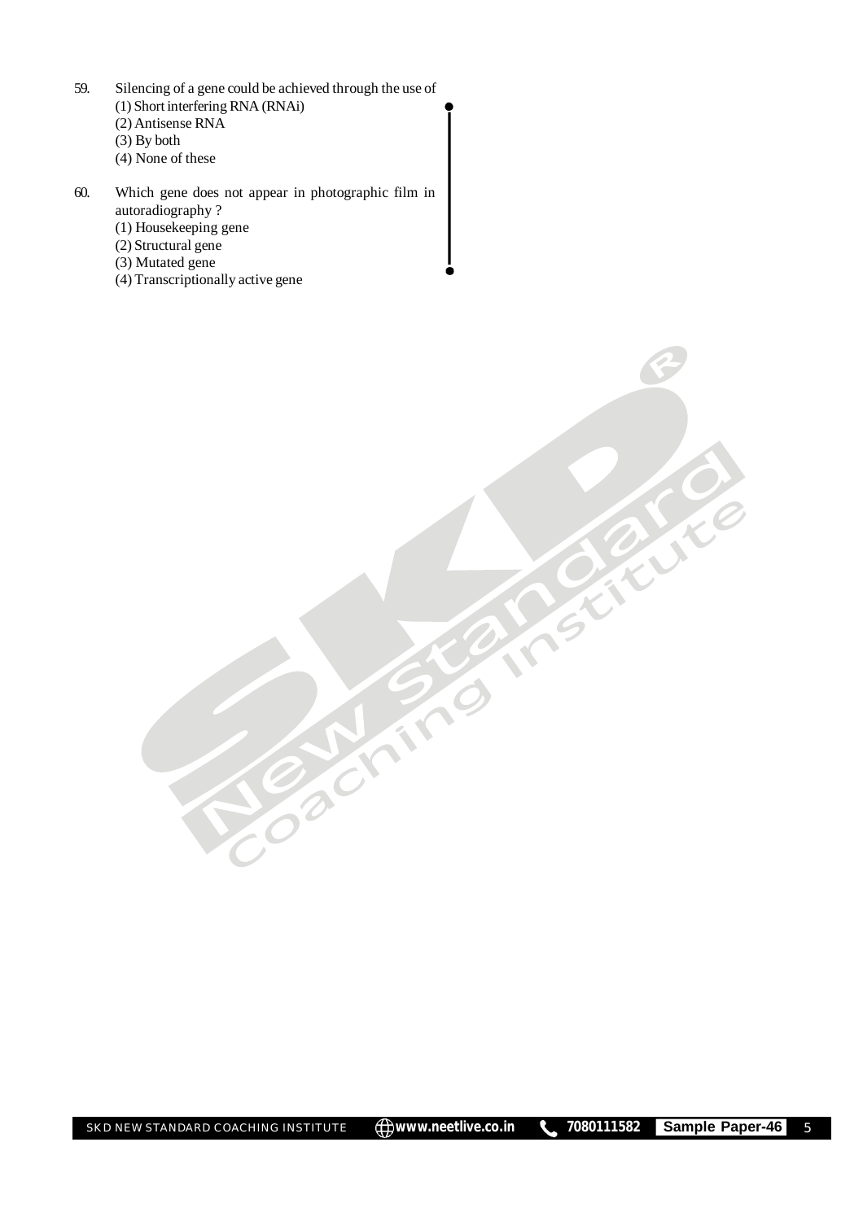59. Silencing of a gene could be achieved through the use of
(1) Short interfering RNA (RNAi)
(2) Antisense RNA
(3) By both
(4) None of these

60. Which gene does not appear in photographic film in autoradiography ?
(1) Housekeeping gene
(2) Structural gene
(3) Mutated gene
(4) Transcriptionally active gene